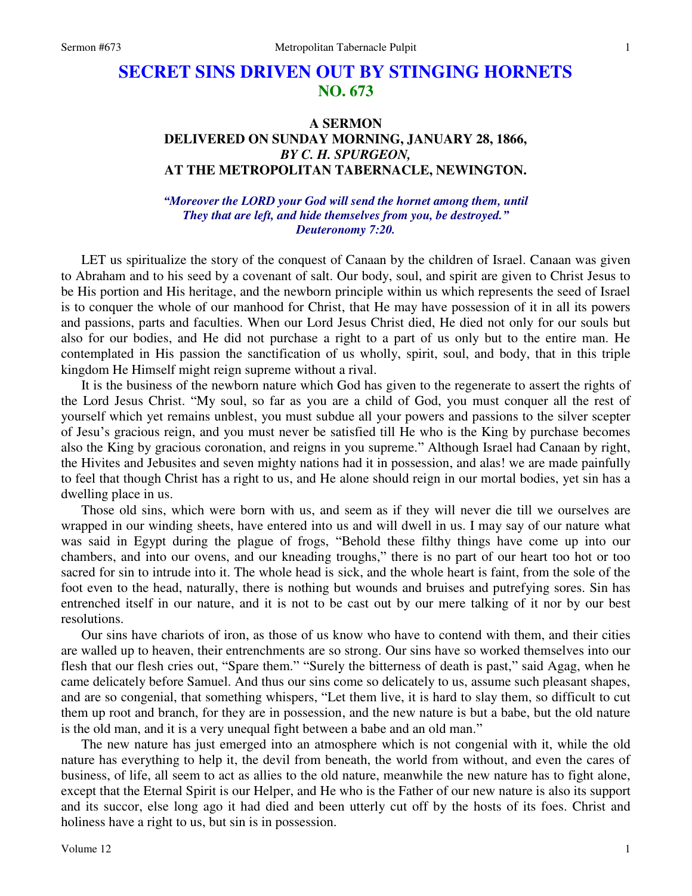# SECRET SINS DRIVEN OUT BY STINGING HORNETS
## NO. 673

### A SERMON
### DELIVERED ON SUNDAY MORNING, JANUARY 28, 1866,
### *BY C. H. SPURGEON,*
### AT THE METROPOLITAN TABERNACLE, NEWINGTON.

*"Moreover the LORD your God will send the hornet among them, until They that are left, and hide themselves from you, be destroyed." Deuteronomy 7:20.*

LET us spiritualize the story of the conquest of Canaan by the children of Israel. Canaan was given to Abraham and to his seed by a covenant of salt. Our body, soul, and spirit are given to Christ Jesus to be His portion and His heritage, and the newborn principle within us which represents the seed of Israel is to conquer the whole of our manhood for Christ, that He may have possession of it in all its powers and passions, parts and faculties. When our Lord Jesus Christ died, He died not only for our souls but also for our bodies, and He did not purchase a right to a part of us only but to the entire man. He contemplated in His passion the sanctification of us wholly, spirit, soul, and body, that in this triple kingdom He Himself might reign supreme without a rival.

It is the business of the newborn nature which God has given to the regenerate to assert the rights of the Lord Jesus Christ. "My soul, so far as you are a child of God, you must conquer all the rest of yourself which yet remains unblest, you must subdue all your powers and passions to the silver scepter of Jesu's gracious reign, and you must never be satisfied till He who is the King by purchase becomes also the King by gracious coronation, and reigns in you supreme." Although Israel had Canaan by right, the Hivites and Jebusites and seven mighty nations had it in possession, and alas! we are made painfully to feel that though Christ has a right to us, and He alone should reign in our mortal bodies, yet sin has a dwelling place in us.

Those old sins, which were born with us, and seem as if they will never die till we ourselves are wrapped in our winding sheets, have entered into us and will dwell in us. I may say of our nature what was said in Egypt during the plague of frogs, "Behold these filthy things have come up into our chambers, and into our ovens, and our kneading troughs," there is no part of our heart too hot or too sacred for sin to intrude into it. The whole head is sick, and the whole heart is faint, from the sole of the foot even to the head, naturally, there is nothing but wounds and bruises and putrefying sores. Sin has entrenched itself in our nature, and it is not to be cast out by our mere talking of it nor by our best resolutions.

Our sins have chariots of iron, as those of us know who have to contend with them, and their cities are walled up to heaven, their entrenchments are so strong. Our sins have so worked themselves into our flesh that our flesh cries out, "Spare them." "Surely the bitterness of death is past," said Agag, when he came delicately before Samuel. And thus our sins come so delicately to us, assume such pleasant shapes, and are so congenial, that something whispers, "Let them live, it is hard to slay them, so difficult to cut them up root and branch, for they are in possession, and the new nature is but a babe, but the old nature is the old man, and it is a very unequal fight between a babe and an old man."

The new nature has just emerged into an atmosphere which is not congenial with it, while the old nature has everything to help it, the devil from beneath, the world from without, and even the cares of business, of life, all seem to act as allies to the old nature, meanwhile the new nature has to fight alone, except that the Eternal Spirit is our Helper, and He who is the Father of our new nature is also its support and its succor, else long ago it had died and been utterly cut off by the hosts of its foes. Christ and holiness have a right to us, but sin is in possession.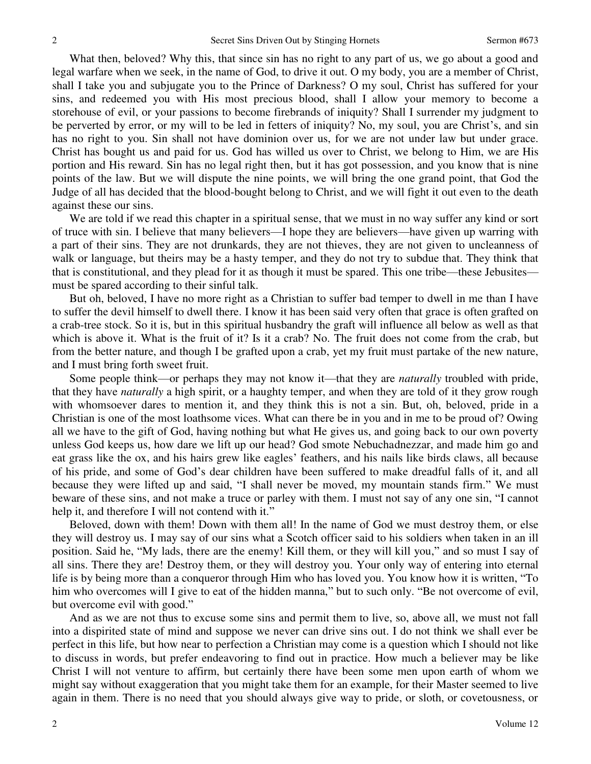What then, beloved? Why this, that since sin has no right to any part of us, we go about a good and legal warfare when we seek, in the name of God, to drive it out. O my body, you are a member of Christ, shall I take you and subjugate you to the Prince of Darkness? O my soul, Christ has suffered for your sins, and redeemed you with His most precious blood, shall I allow your memory to become a storehouse of evil, or your passions to become firebrands of iniquity? Shall I surrender my judgment to be perverted by error, or my will to be led in fetters of iniquity? No, my soul, you are Christ's, and sin has no right to you. Sin shall not have dominion over us, for we are not under law but under grace. Christ has bought us and paid for us. God has willed us over to Christ, we belong to Him, we are His portion and His reward. Sin has no legal right then, but it has got possession, and you know that is nine points of the law. But we will dispute the nine points, we will bring the one grand point, that God the Judge of all has decided that the blood-bought belong to Christ, and we will fight it out even to the death against these our sins.

We are told if we read this chapter in a spiritual sense, that we must in no way suffer any kind or sort of truce with sin. I believe that many believers—I hope they are believers—have given up warring with a part of their sins. They are not drunkards, they are not thieves, they are not given to uncleanness of walk or language, but theirs may be a hasty temper, and they do not try to subdue that. They think that that is constitutional, and they plead for it as though it must be spared. This one tribe—these Jebusites—must be spared according to their sinful talk.

But oh, beloved, I have no more right as a Christian to suffer bad temper to dwell in me than I have to suffer the devil himself to dwell there. I know it has been said very often that grace is often grafted on a crab-tree stock. So it is, but in this spiritual husbandry the graft will influence all below as well as that which is above it. What is the fruit of it? Is it a crab? No. The fruit does not come from the crab, but from the better nature, and though I be grafted upon a crab, yet my fruit must partake of the new nature, and I must bring forth sweet fruit.

Some people think—or perhaps they may not know it—that they are *naturally* troubled with pride, that they have *naturally* a high spirit, or a haughty temper, and when they are told of it they grow rough with whomsoever dares to mention it, and they think this is not a sin. But, oh, beloved, pride in a Christian is one of the most loathsome vices. What can there be in you and in me to be proud of? Owing all we have to the gift of God, having nothing but what He gives us, and going back to our own poverty unless God keeps us, how dare we lift up our head? God smote Nebuchadnezzar, and made him go and eat grass like the ox, and his hairs grew like eagles' feathers, and his nails like birds claws, all because of his pride, and some of God's dear children have been suffered to make dreadful falls of it, and all because they were lifted up and said, "I shall never be moved, my mountain stands firm." We must beware of these sins, and not make a truce or parley with them. I must not say of any one sin, "I cannot help it, and therefore I will not contend with it."

Beloved, down with them! Down with them all! In the name of God we must destroy them, or else they will destroy us. I may say of our sins what a Scotch officer said to his soldiers when taken in an ill position. Said he, "My lads, there are the enemy! Kill them, or they will kill you," and so must I say of all sins. There they are! Destroy them, or they will destroy you. Your only way of entering into eternal life is by being more than a conqueror through Him who has loved you. You know how it is written, "To him who overcomes will I give to eat of the hidden manna," but to such only. "Be not overcome of evil, but overcome evil with good."

And as we are not thus to excuse some sins and permit them to live, so, above all, we must not fall into a dispirited state of mind and suppose we never can drive sins out. I do not think we shall ever be perfect in this life, but how near to perfection a Christian may come is a question which I should not like to discuss in words, but prefer endeavoring to find out in practice. How much a believer may be like Christ I will not venture to affirm, but certainly there have been some men upon earth of whom we might say without exaggeration that you might take them for an example, for their Master seemed to live again in them. There is no need that you should always give way to pride, or sloth, or covetousness, or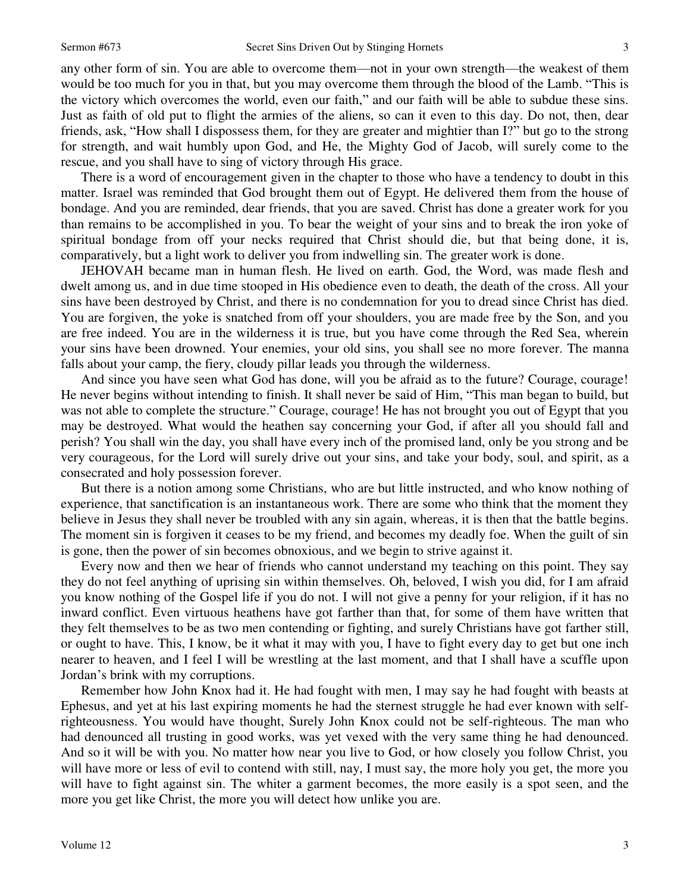any other form of sin. You are able to overcome them—not in your own strength—the weakest of them would be too much for you in that, but you may overcome them through the blood of the Lamb. "This is the victory which overcomes the world, even our faith," and our faith will be able to subdue these sins. Just as faith of old put to flight the armies of the aliens, so can it even to this day. Do not, then, dear friends, ask, "How shall I dispossess them, for they are greater and mightier than I?" but go to the strong for strength, and wait humbly upon God, and He, the Mighty God of Jacob, will surely come to the rescue, and you shall have to sing of victory through His grace.

There is a word of encouragement given in the chapter to those who have a tendency to doubt in this matter. Israel was reminded that God brought them out of Egypt. He delivered them from the house of bondage. And you are reminded, dear friends, that you are saved. Christ has done a greater work for you than remains to be accomplished in you. To bear the weight of your sins and to break the iron yoke of spiritual bondage from off your necks required that Christ should die, but that being done, it is, comparatively, but a light work to deliver you from indwelling sin. The greater work is done.

JEHOVAH became man in human flesh. He lived on earth. God, the Word, was made flesh and dwelt among us, and in due time stooped in His obedience even to death, the death of the cross. All your sins have been destroyed by Christ, and there is no condemnation for you to dread since Christ has died. You are forgiven, the yoke is snatched from off your shoulders, you are made free by the Son, and you are free indeed. You are in the wilderness it is true, but you have come through the Red Sea, wherein your sins have been drowned. Your enemies, your old sins, you shall see no more forever. The manna falls about your camp, the fiery, cloudy pillar leads you through the wilderness.

And since you have seen what God has done, will you be afraid as to the future? Courage, courage! He never begins without intending to finish. It shall never be said of Him, "This man began to build, but was not able to complete the structure." Courage, courage! He has not brought you out of Egypt that you may be destroyed. What would the heathen say concerning your God, if after all you should fall and perish? You shall win the day, you shall have every inch of the promised land, only be you strong and be very courageous, for the Lord will surely drive out your sins, and take your body, soul, and spirit, as a consecrated and holy possession forever.

But there is a notion among some Christians, who are but little instructed, and who know nothing of experience, that sanctification is an instantaneous work. There are some who think that the moment they believe in Jesus they shall never be troubled with any sin again, whereas, it is then that the battle begins. The moment sin is forgiven it ceases to be my friend, and becomes my deadly foe. When the guilt of sin is gone, then the power of sin becomes obnoxious, and we begin to strive against it.

Every now and then we hear of friends who cannot understand my teaching on this point. They say they do not feel anything of uprising sin within themselves. Oh, beloved, I wish you did, for I am afraid you know nothing of the Gospel life if you do not. I will not give a penny for your religion, if it has no inward conflict. Even virtuous heathens have got farther than that, for some of them have written that they felt themselves to be as two men contending or fighting, and surely Christians have got farther still, or ought to have. This, I know, be it what it may with you, I have to fight every day to get but one inch nearer to heaven, and I feel I will be wrestling at the last moment, and that I shall have a scuffle upon Jordan's brink with my corruptions.

Remember how John Knox had it. He had fought with men, I may say he had fought with beasts at Ephesus, and yet at his last expiring moments he had the sternest struggle he had ever known with self-righteousness. You would have thought, Surely John Knox could not be self-righteous. The man who had denounced all trusting in good works, was yet vexed with the very same thing he had denounced. And so it will be with you. No matter how near you live to God, or how closely you follow Christ, you will have more or less of evil to contend with still, nay, I must say, the more holy you get, the more you will have to fight against sin. The whiter a garment becomes, the more easily is a spot seen, and the more you get like Christ, the more you will detect how unlike you are.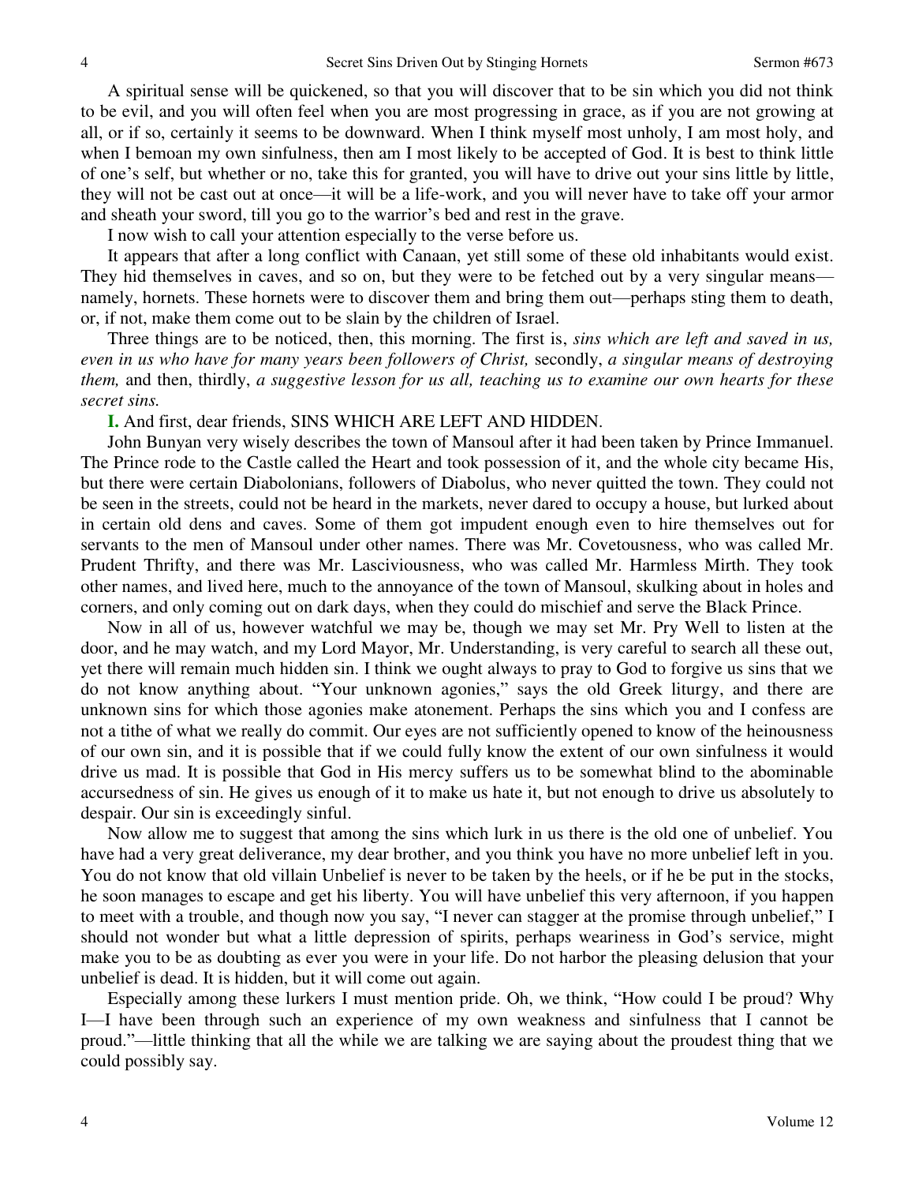A spiritual sense will be quickened, so that you will discover that to be sin which you did not think to be evil, and you will often feel when you are most progressing in grace, as if you are not growing at all, or if so, certainly it seems to be downward. When I think myself most unholy, I am most holy, and when I bemoan my own sinfulness, then am I most likely to be accepted of God. It is best to think little of one's self, but whether or no, take this for granted, you will have to drive out your sins little by little, they will not be cast out at once—it will be a life-work, and you will never have to take off your armor and sheath your sword, till you go to the warrior's bed and rest in the grave.

I now wish to call your attention especially to the verse before us.

It appears that after a long conflict with Canaan, yet still some of these old inhabitants would exist. They hid themselves in caves, and so on, but they were to be fetched out by a very singular means—namely, hornets. These hornets were to discover them and bring them out—perhaps sting them to death, or, if not, make them come out to be slain by the children of Israel.

Three things are to be noticed, then, this morning. The first is, *sins which are left and saved in us, even in us who have for many years been followers of Christ,* secondly, *a singular means of destroying them,* and then, thirdly, *a suggestive lesson for us all, teaching us to examine our own hearts for these secret sins.*

**I.** And first, dear friends, SINS WHICH ARE LEFT AND HIDDEN.

John Bunyan very wisely describes the town of Mansoul after it had been taken by Prince Immanuel. The Prince rode to the Castle called the Heart and took possession of it, and the whole city became His, but there were certain Diabolonians, followers of Diabolus, who never quitted the town. They could not be seen in the streets, could not be heard in the markets, never dared to occupy a house, but lurked about in certain old dens and caves. Some of them got impudent enough even to hire themselves out for servants to the men of Mansoul under other names. There was Mr. Covetousness, who was called Mr. Prudent Thrifty, and there was Mr. Lasciviousness, who was called Mr. Harmless Mirth. They took other names, and lived here, much to the annoyance of the town of Mansoul, skulking about in holes and corners, and only coming out on dark days, when they could do mischief and serve the Black Prince.

Now in all of us, however watchful we may be, though we may set Mr. Pry Well to listen at the door, and he may watch, and my Lord Mayor, Mr. Understanding, is very careful to search all these out, yet there will remain much hidden sin. I think we ought always to pray to God to forgive us sins that we do not know anything about. "Your unknown agonies," says the old Greek liturgy, and there are unknown sins for which those agonies make atonement. Perhaps the sins which you and I confess are not a tithe of what we really do commit. Our eyes are not sufficiently opened to know of the heinousness of our own sin, and it is possible that if we could fully know the extent of our own sinfulness it would drive us mad. It is possible that God in His mercy suffers us to be somewhat blind to the abominable accursedness of sin. He gives us enough of it to make us hate it, but not enough to drive us absolutely to despair. Our sin is exceedingly sinful.

Now allow me to suggest that among the sins which lurk in us there is the old one of unbelief. You have had a very great deliverance, my dear brother, and you think you have no more unbelief left in you. You do not know that old villain Unbelief is never to be taken by the heels, or if he be put in the stocks, he soon manages to escape and get his liberty. You will have unbelief this very afternoon, if you happen to meet with a trouble, and though now you say, "I never can stagger at the promise through unbelief," I should not wonder but what a little depression of spirits, perhaps weariness in God's service, might make you to be as doubting as ever you were in your life. Do not harbor the pleasing delusion that your unbelief is dead. It is hidden, but it will come out again.

Especially among these lurkers I must mention pride. Oh, we think, "How could I be proud? Why I—I have been through such an experience of my own weakness and sinfulness that I cannot be proud."—little thinking that all the while we are talking we are saying about the proudest thing that we could possibly say.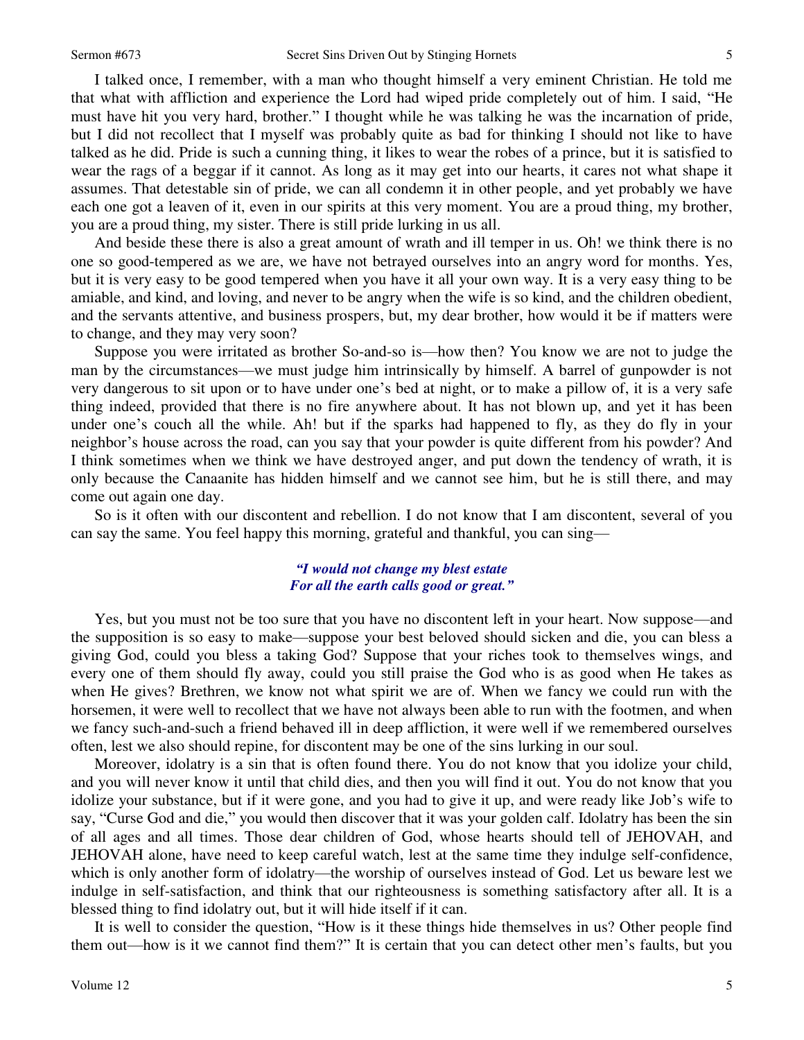I talked once, I remember, with a man who thought himself a very eminent Christian. He told me that what with affliction and experience the Lord had wiped pride completely out of him. I said, "He must have hit you very hard, brother." I thought while he was talking he was the incarnation of pride, but I did not recollect that I myself was probably quite as bad for thinking I should not like to have talked as he did. Pride is such a cunning thing, it likes to wear the robes of a prince, but it is satisfied to wear the rags of a beggar if it cannot. As long as it may get into our hearts, it cares not what shape it assumes. That detestable sin of pride, we can all condemn it in other people, and yet probably we have each one got a leaven of it, even in our spirits at this very moment. You are a proud thing, my brother, you are a proud thing, my sister. There is still pride lurking in us all.

And beside these there is also a great amount of wrath and ill temper in us. Oh! we think there is no one so good-tempered as we are, we have not betrayed ourselves into an angry word for months. Yes, but it is very easy to be good tempered when you have it all your own way. It is a very easy thing to be amiable, and kind, and loving, and never to be angry when the wife is so kind, and the children obedient, and the servants attentive, and business prospers, but, my dear brother, how would it be if matters were to change, and they may very soon?

Suppose you were irritated as brother So-and-so is—how then? You know we are not to judge the man by the circumstances—we must judge him intrinsically by himself. A barrel of gunpowder is not very dangerous to sit upon or to have under one's bed at night, or to make a pillow of, it is a very safe thing indeed, provided that there is no fire anywhere about. It has not blown up, and yet it has been under one's couch all the while. Ah! but if the sparks had happened to fly, as they do fly in your neighbor's house across the road, can you say that your powder is quite different from his powder? And I think sometimes when we think we have destroyed anger, and put down the tendency of wrath, it is only because the Canaanite has hidden himself and we cannot see him, but he is still there, and may come out again one day.

So is it often with our discontent and rebellion. I do not know that I am discontent, several of you can say the same. You feel happy this morning, grateful and thankful, you can sing—

> *"I would not change my blest estate*
> *For all the earth calls good or great."*

Yes, but you must not be too sure that you have no discontent left in your heart. Now suppose—and the supposition is so easy to make—suppose your best beloved should sicken and die, you can bless a giving God, could you bless a taking God? Suppose that your riches took to themselves wings, and every one of them should fly away, could you still praise the God who is as good when He takes as when He gives? Brethren, we know not what spirit we are of. When we fancy we could run with the horsemen, it were well to recollect that we have not always been able to run with the footmen, and when we fancy such-and-such a friend behaved ill in deep affliction, it were well if we remembered ourselves often, lest we also should repine, for discontent may be one of the sins lurking in our soul.

Moreover, idolatry is a sin that is often found there. You do not know that you idolize your child, and you will never know it until that child dies, and then you will find it out. You do not know that you idolize your substance, but if it were gone, and you had to give it up, and were ready like Job's wife to say, "Curse God and die," you would then discover that it was your golden calf. Idolatry has been the sin of all ages and all times. Those dear children of God, whose hearts should tell of JEHOVAH, and JEHOVAH alone, have need to keep careful watch, lest at the same time they indulge self-confidence, which is only another form of idolatry—the worship of ourselves instead of God. Let us beware lest we indulge in self-satisfaction, and think that our righteousness is something satisfactory after all. It is a blessed thing to find idolatry out, but it will hide itself if it can.

It is well to consider the question, "How is it these things hide themselves in us? Other people find them out—how is it we cannot find them?" It is certain that you can detect other men's faults, but you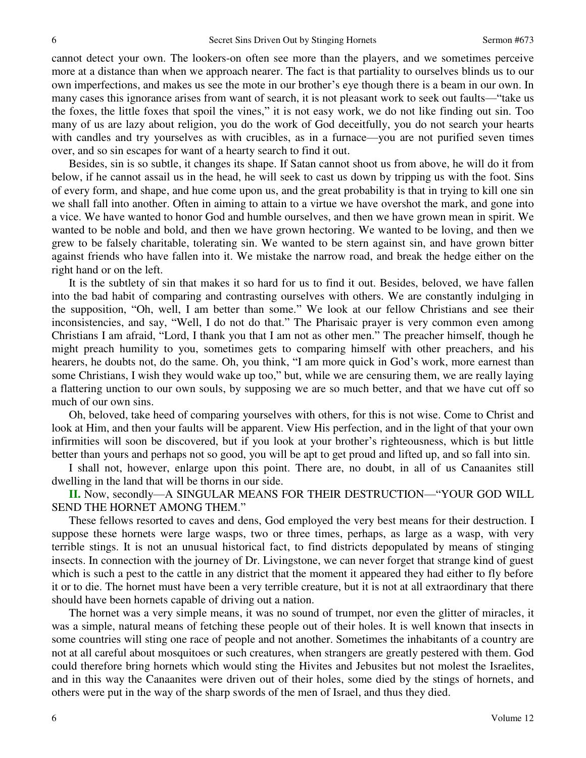cannot detect your own. The lookers-on often see more than the players, and we sometimes perceive more at a distance than when we approach nearer. The fact is that partiality to ourselves blinds us to our own imperfections, and makes us see the mote in our brother's eye though there is a beam in our own. In many cases this ignorance arises from want of search, it is not pleasant work to seek out faults—"take us the foxes, the little foxes that spoil the vines," it is not easy work, we do not like finding out sin. Too many of us are lazy about religion, you do the work of God deceitfully, you do not search your hearts with candles and try yourselves as with crucibles, as in a furnace—you are not purified seven times over, and so sin escapes for want of a hearty search to find it out.

Besides, sin is so subtle, it changes its shape. If Satan cannot shoot us from above, he will do it from below, if he cannot assail us in the head, he will seek to cast us down by tripping us with the foot. Sins of every form, and shape, and hue come upon us, and the great probability is that in trying to kill one sin we shall fall into another. Often in aiming to attain to a virtue we have overshot the mark, and gone into a vice. We have wanted to honor God and humble ourselves, and then we have grown mean in spirit. We wanted to be noble and bold, and then we have grown hectoring. We wanted to be loving, and then we grew to be falsely charitable, tolerating sin. We wanted to be stern against sin, and have grown bitter against friends who have fallen into it. We mistake the narrow road, and break the hedge either on the right hand or on the left.

It is the subtlety of sin that makes it so hard for us to find it out. Besides, beloved, we have fallen into the bad habit of comparing and contrasting ourselves with others. We are constantly indulging in the supposition, "Oh, well, I am better than some." We look at our fellow Christians and see their inconsistencies, and say, "Well, I do not do that." The Pharisaic prayer is very common even among Christians I am afraid, "Lord, I thank you that I am not as other men." The preacher himself, though he might preach humility to you, sometimes gets to comparing himself with other preachers, and his hearers, he doubts not, do the same. Oh, you think, "I am more quick in God's work, more earnest than some Christians, I wish they would wake up too," but, while we are censuring them, we are really laying a flattering unction to our own souls, by supposing we are so much better, and that we have cut off so much of our own sins.

Oh, beloved, take heed of comparing yourselves with others, for this is not wise. Come to Christ and look at Him, and then your faults will be apparent. View His perfection, and in the light of that your own infirmities will soon be discovered, but if you look at your brother's righteousness, which is but little better than yours and perhaps not so good, you will be apt to get proud and lifted up, and so fall into sin.

I shall not, however, enlarge upon this point. There are, no doubt, in all of us Canaanites still dwelling in the land that will be thorns in our side.

**II.** Now, secondly—A SINGULAR MEANS FOR THEIR DESTRUCTION—"YOUR GOD WILL SEND THE HORNET AMONG THEM."

These fellows resorted to caves and dens, God employed the very best means for their destruction. I suppose these hornets were large wasps, two or three times, perhaps, as large as a wasp, with very terrible stings. It is not an unusual historical fact, to find districts depopulated by means of stinging insects. In connection with the journey of Dr. Livingstone, we can never forget that strange kind of guest which is such a pest to the cattle in any district that the moment it appeared they had either to fly before it or to die. The hornet must have been a very terrible creature, but it is not at all extraordinary that there should have been hornets capable of driving out a nation.

The hornet was a very simple means, it was no sound of trumpet, nor even the glitter of miracles, it was a simple, natural means of fetching these people out of their holes. It is well known that insects in some countries will sting one race of people and not another. Sometimes the inhabitants of a country are not at all careful about mosquitoes or such creatures, when strangers are greatly pestered with them. God could therefore bring hornets which would sting the Hivites and Jebusites but not molest the Israelites, and in this way the Canaanites were driven out of their holes, some died by the stings of hornets, and others were put in the way of the sharp swords of the men of Israel, and thus they died.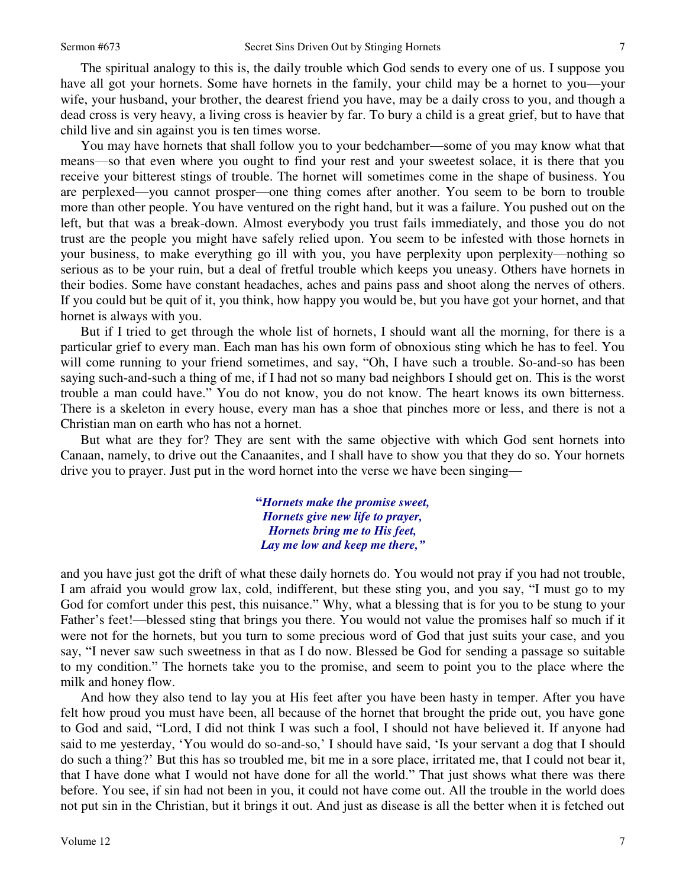The spiritual analogy to this is, the daily trouble which God sends to every one of us. I suppose you have all got your hornets. Some have hornets in the family, your child may be a hornet to you—your wife, your husband, your brother, the dearest friend you have, may be a daily cross to you, and though a dead cross is very heavy, a living cross is heavier by far. To bury a child is a great grief, but to have that child live and sin against you is ten times worse.

You may have hornets that shall follow you to your bedchamber—some of you may know what that means—so that even where you ought to find your rest and your sweetest solace, it is there that you receive your bitterest stings of trouble. The hornet will sometimes come in the shape of business. You are perplexed—you cannot prosper—one thing comes after another. You seem to be born to trouble more than other people. You have ventured on the right hand, but it was a failure. You pushed out on the left, but that was a break-down. Almost everybody you trust fails immediately, and those you do not trust are the people you might have safely relied upon. You seem to be infested with those hornets in your business, to make everything go ill with you, you have perplexity upon perplexity—nothing so serious as to be your ruin, but a deal of fretful trouble which keeps you uneasy. Others have hornets in their bodies. Some have constant headaches, aches and pains pass and shoot along the nerves of others. If you could but be quit of it, you think, how happy you would be, but you have got your hornet, and that hornet is always with you.

But if I tried to get through the whole list of hornets, I should want all the morning, for there is a particular grief to every man. Each man has his own form of obnoxious sting which he has to feel. You will come running to your friend sometimes, and say, "Oh, I have such a trouble. So-and-so has been saying such-and-such a thing of me, if I had not so many bad neighbors I should get on. This is the worst trouble a man could have." You do not know, you do not know. The heart knows its own bitterness. There is a skeleton in every house, every man has a shoe that pinches more or less, and there is not a Christian man on earth who has not a hornet.

But what are they for? They are sent with the same objective with which God sent hornets into Canaan, namely, to drive out the Canaanites, and I shall have to show you that they do so. Your hornets drive you to prayer. Just put in the word hornet into the verse we have been singing—

> ***"Hornets make the promise sweet,***
> ***Hornets give new life to prayer,***
> ***Hornets bring me to His feet,***
> ***Lay me low and keep me there,"***

and you have just got the drift of what these daily hornets do. You would not pray if you had not trouble, I am afraid you would grow lax, cold, indifferent, but these sting you, and you say, "I must go to my God for comfort under this pest, this nuisance." Why, what a blessing that is for you to be stung to your Father's feet!—blessed sting that brings you there. You would not value the promises half so much if it were not for the hornets, but you turn to some precious word of God that just suits your case, and you say, "I never saw such sweetness in that as I do now. Blessed be God for sending a passage so suitable to my condition." The hornets take you to the promise, and seem to point you to the place where the milk and honey flow.

And how they also tend to lay you at His feet after you have been hasty in temper. After you have felt how proud you must have been, all because of the hornet that brought the pride out, you have gone to God and said, "Lord, I did not think I was such a fool, I should not have believed it. If anyone had said to me yesterday, 'You would do so-and-so,' I should have said, 'Is your servant a dog that I should do such a thing?' But this has so troubled me, bit me in a sore place, irritated me, that I could not bear it, that I have done what I would not have done for all the world." That just shows what there was there before. You see, if sin had not been in you, it could not have come out. All the trouble in the world does not put sin in the Christian, but it brings it out. And just as disease is all the better when it is fetched out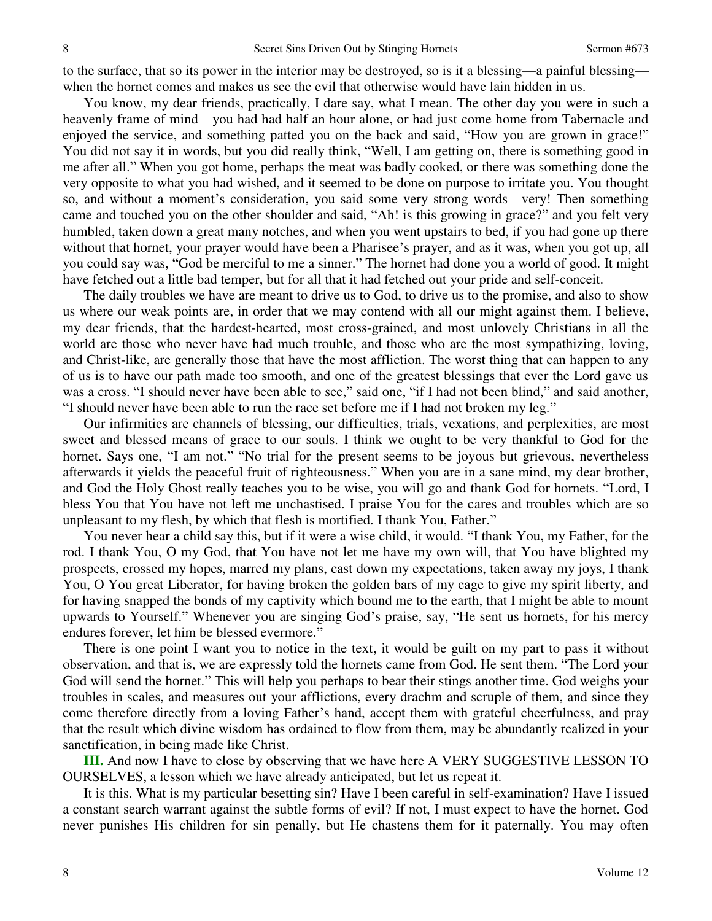to the surface, that so its power in the interior may be destroyed, so is it a blessing—a painful blessing—when the hornet comes and makes us see the evil that otherwise would have lain hidden in us.

You know, my dear friends, practically, I dare say, what I mean. The other day you were in such a heavenly frame of mind—you had had half an hour alone, or had just come home from Tabernacle and enjoyed the service, and something patted you on the back and said, "How you are grown in grace!" You did not say it in words, but you did really think, "Well, I am getting on, there is something good in me after all." When you got home, perhaps the meat was badly cooked, or there was something done the very opposite to what you had wished, and it seemed to be done on purpose to irritate you. You thought so, and without a moment's consideration, you said some very strong words—very! Then something came and touched you on the other shoulder and said, "Ah! is this growing in grace?" and you felt very humbled, taken down a great many notches, and when you went upstairs to bed, if you had gone up there without that hornet, your prayer would have been a Pharisee's prayer, and as it was, when you got up, all you could say was, "God be merciful to me a sinner." The hornet had done you a world of good. It might have fetched out a little bad temper, but for all that it had fetched out your pride and self-conceit.

The daily troubles we have are meant to drive us to God, to drive us to the promise, and also to show us where our weak points are, in order that we may contend with all our might against them. I believe, my dear friends, that the hardest-hearted, most cross-grained, and most unlovely Christians in all the world are those who never have had much trouble, and those who are the most sympathizing, loving, and Christ-like, are generally those that have the most affliction. The worst thing that can happen to any of us is to have our path made too smooth, and one of the greatest blessings that ever the Lord gave us was a cross. "I should never have been able to see," said one, "if I had not been blind," and said another, "I should never have been able to run the race set before me if I had not broken my leg."

Our infirmities are channels of blessing, our difficulties, trials, vexations, and perplexities, are most sweet and blessed means of grace to our souls. I think we ought to be very thankful to God for the hornet. Says one, "I am not." "No trial for the present seems to be joyous but grievous, nevertheless afterwards it yields the peaceful fruit of righteousness." When you are in a sane mind, my dear brother, and God the Holy Ghost really teaches you to be wise, you will go and thank God for hornets. "Lord, I bless You that You have not left me unchastised. I praise You for the cares and troubles which are so unpleasant to my flesh, by which that flesh is mortified. I thank You, Father."

You never hear a child say this, but if it were a wise child, it would. "I thank You, my Father, for the rod. I thank You, O my God, that You have not let me have my own will, that You have blighted my prospects, crossed my hopes, marred my plans, cast down my expectations, taken away my joys, I thank You, O You great Liberator, for having broken the golden bars of my cage to give my spirit liberty, and for having snapped the bonds of my captivity which bound me to the earth, that I might be able to mount upwards to Yourself." Whenever you are singing God's praise, say, "He sent us hornets, for his mercy endures forever, let him be blessed evermore."

There is one point I want you to notice in the text, it would be guilt on my part to pass it without observation, and that is, we are expressly told the hornets came from God. He sent them. "The Lord your God will send the hornet." This will help you perhaps to bear their stings another time. God weighs your troubles in scales, and measures out your afflictions, every drachm and scruple of them, and since they come therefore directly from a loving Father's hand, accept them with grateful cheerfulness, and pray that the result which divine wisdom has ordained to flow from them, may be abundantly realized in your sanctification, in being made like Christ.

**III.** And now I have to close by observing that we have here A VERY SUGGESTIVE LESSON TO OURSELVES, a lesson which we have already anticipated, but let us repeat it.

It is this. What is my particular besetting sin? Have I been careful in self-examination? Have I issued a constant search warrant against the subtle forms of evil? If not, I must expect to have the hornet. God never punishes His children for sin penally, but He chastens them for it paternally. You may often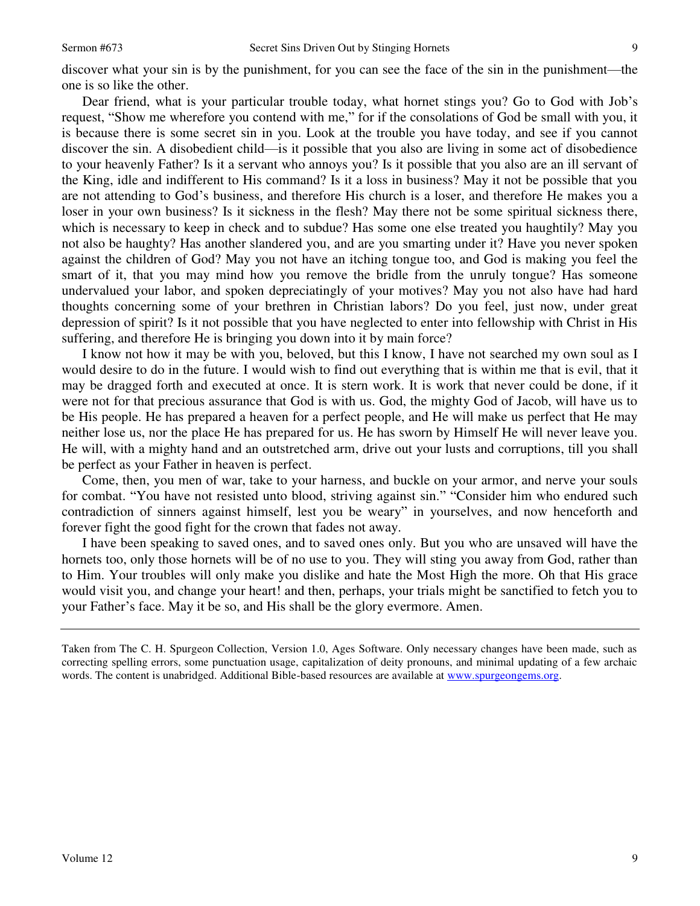discover what your sin is by the punishment, for you can see the face of the sin in the punishment—the one is so like the other.

Dear friend, what is your particular trouble today, what hornet stings you? Go to God with Job's request, "Show me wherefore you contend with me," for if the consolations of God be small with you, it is because there is some secret sin in you. Look at the trouble you have today, and see if you cannot discover the sin. A disobedient child—is it possible that you also are living in some act of disobedience to your heavenly Father? Is it a servant who annoys you? Is it possible that you also are an ill servant of the King, idle and indifferent to His command? Is it a loss in business? May it not be possible that you are not attending to God's business, and therefore His church is a loser, and therefore He makes you a loser in your own business? Is it sickness in the flesh? May there not be some spiritual sickness there, which is necessary to keep in check and to subdue? Has some one else treated you haughtily? May you not also be haughty? Has another slandered you, and are you smarting under it? Have you never spoken against the children of God? May you not have an itching tongue too, and God is making you feel the smart of it, that you may mind how you remove the bridle from the unruly tongue? Has someone undervalued your labor, and spoken depreciatingly of your motives? May you not also have had hard thoughts concerning some of your brethren in Christian labors? Do you feel, just now, under great depression of spirit? Is it not possible that you have neglected to enter into fellowship with Christ in His suffering, and therefore He is bringing you down into it by main force?

I know not how it may be with you, beloved, but this I know, I have not searched my own soul as I would desire to do in the future. I would wish to find out everything that is within me that is evil, that it may be dragged forth and executed at once. It is stern work. It is work that never could be done, if it were not for that precious assurance that God is with us. God, the mighty God of Jacob, will have us to be His people. He has prepared a heaven for a perfect people, and He will make us perfect that He may neither lose us, nor the place He has prepared for us. He has sworn by Himself He will never leave you. He will, with a mighty hand and an outstretched arm, drive out your lusts and corruptions, till you shall be perfect as your Father in heaven is perfect.

Come, then, you men of war, take to your harness, and buckle on your armor, and nerve your souls for combat. "You have not resisted unto blood, striving against sin." "Consider him who endured such contradiction of sinners against himself, lest you be weary" in yourselves, and now henceforth and forever fight the good fight for the crown that fades not away.

I have been speaking to saved ones, and to saved ones only. But you who are unsaved will have the hornets too, only those hornets will be of no use to you. They will sting you away from God, rather than to Him. Your troubles will only make you dislike and hate the Most High the more. Oh that His grace would visit you, and change your heart! and then, perhaps, your trials might be sanctified to fetch you to your Father's face. May it be so, and His shall be the glory evermore. Amen.

---

Taken from The C. H. Spurgeon Collection, Version 1.0, Ages Software. Only necessary changes have been made, such as correcting spelling errors, some punctuation usage, capitalization of deity pronouns, and minimal updating of a few archaic words. The content is unabridged. Additional Bible-based resources are available at www.spurgeongems.org.